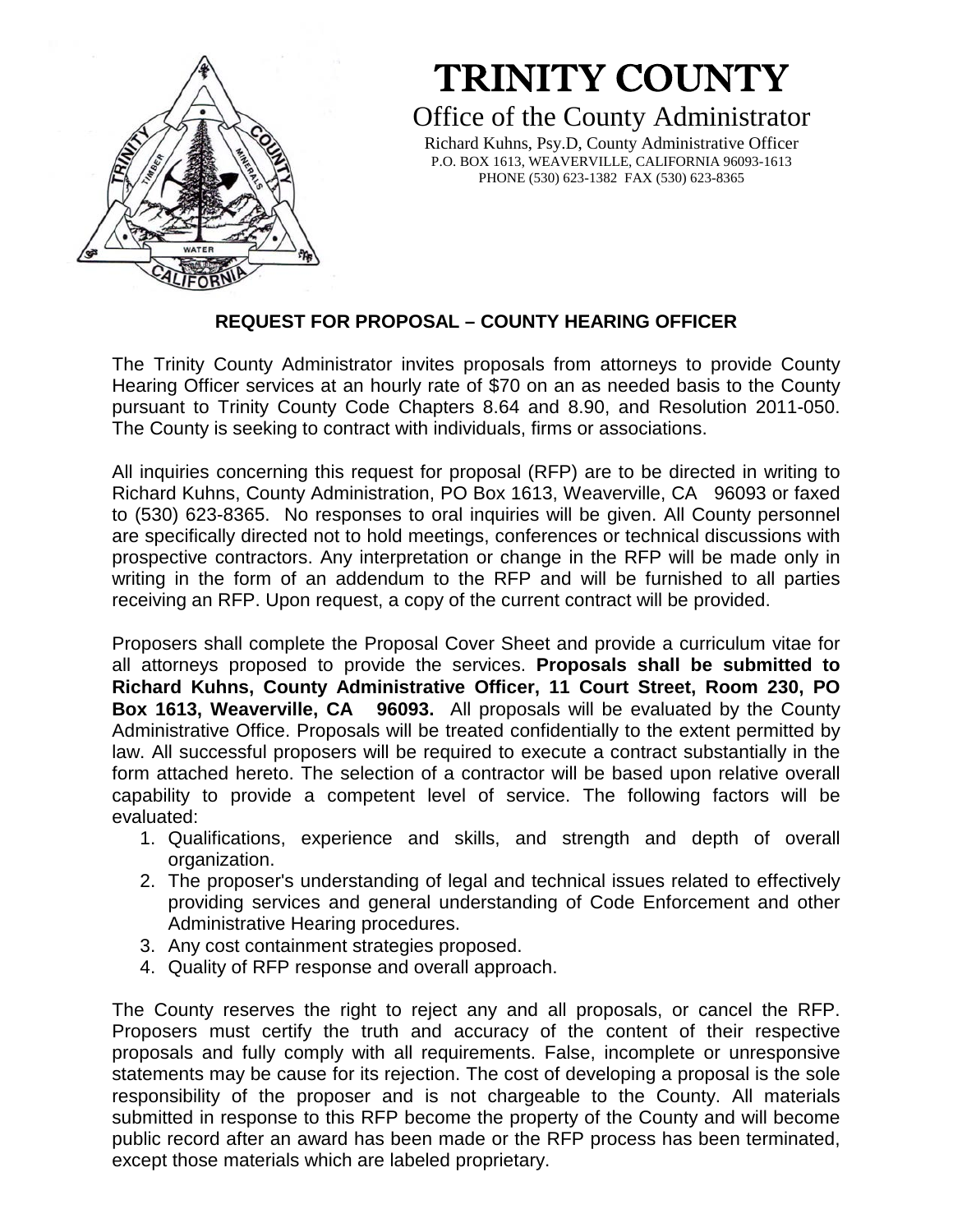# TRINITY COUNTY

Office of the County Administrator

Richard Kuhns, Psy.D, County Administrative Officer
P.O. BOX 1613, WEAVERVILLE, CALIFORNIA 96093-1613
PHONE (530) 623-1382 FAX (530) 623-8365

## REQUEST FOR PROPOSAL – COUNTY HEARING OFFICER

The Trinity County Administrator invites proposals from attorneys to provide County Hearing Officer services at an hourly rate of $70 on an as needed basis to the County pursuant to Trinity County Code Chapters 8.64 and 8.90, and Resolution 2011-050. The County is seeking to contract with individuals, firms or associations.

All inquiries concerning this request for proposal (RFP) are to be directed in writing to Richard Kuhns, County Administration, PO Box 1613, Weaverville, CA 96093 or faxed to (530) 623-8365. No responses to oral inquiries will be given. All County personnel are specifically directed not to hold meetings, conferences or technical discussions with prospective contractors. Any interpretation or change in the RFP will be made only in writing in the form of an addendum to the RFP and will be furnished to all parties receiving an RFP. Upon request, a copy of the current contract will be provided.

Proposers shall complete the Proposal Cover Sheet and provide a curriculum vitae for all attorneys proposed to provide the services. **Proposals shall be submitted to Richard Kuhns, County Administrative Officer, 11 Court Street, Room 230, PO Box 1613, Weaverville, CA 96093.** All proposals will be evaluated by the County Administrative Office. Proposals will be treated confidentially to the extent permitted by law. All successful proposers will be required to execute a contract substantially in the form attached hereto. The selection of a contractor will be based upon relative overall capability to provide a competent level of service. The following factors will be evaluated:

1. Qualifications, experience and skills, and strength and depth of overall organization.
2. The proposer's understanding of legal and technical issues related to effectively providing services and general understanding of Code Enforcement and other Administrative Hearing procedures.
3. Any cost containment strategies proposed.
4. Quality of RFP response and overall approach.

The County reserves the right to reject any and all proposals, or cancel the RFP. Proposers must certify the truth and accuracy of the content of their respective proposals and fully comply with all requirements. False, incomplete or unresponsive statements may be cause for its rejection. The cost of developing a proposal is the sole responsibility of the proposer and is not chargeable to the County. All materials submitted in response to this RFP become the property of the County and will become public record after an award has been made or the RFP process has been terminated, except those materials which are labeled proprietary.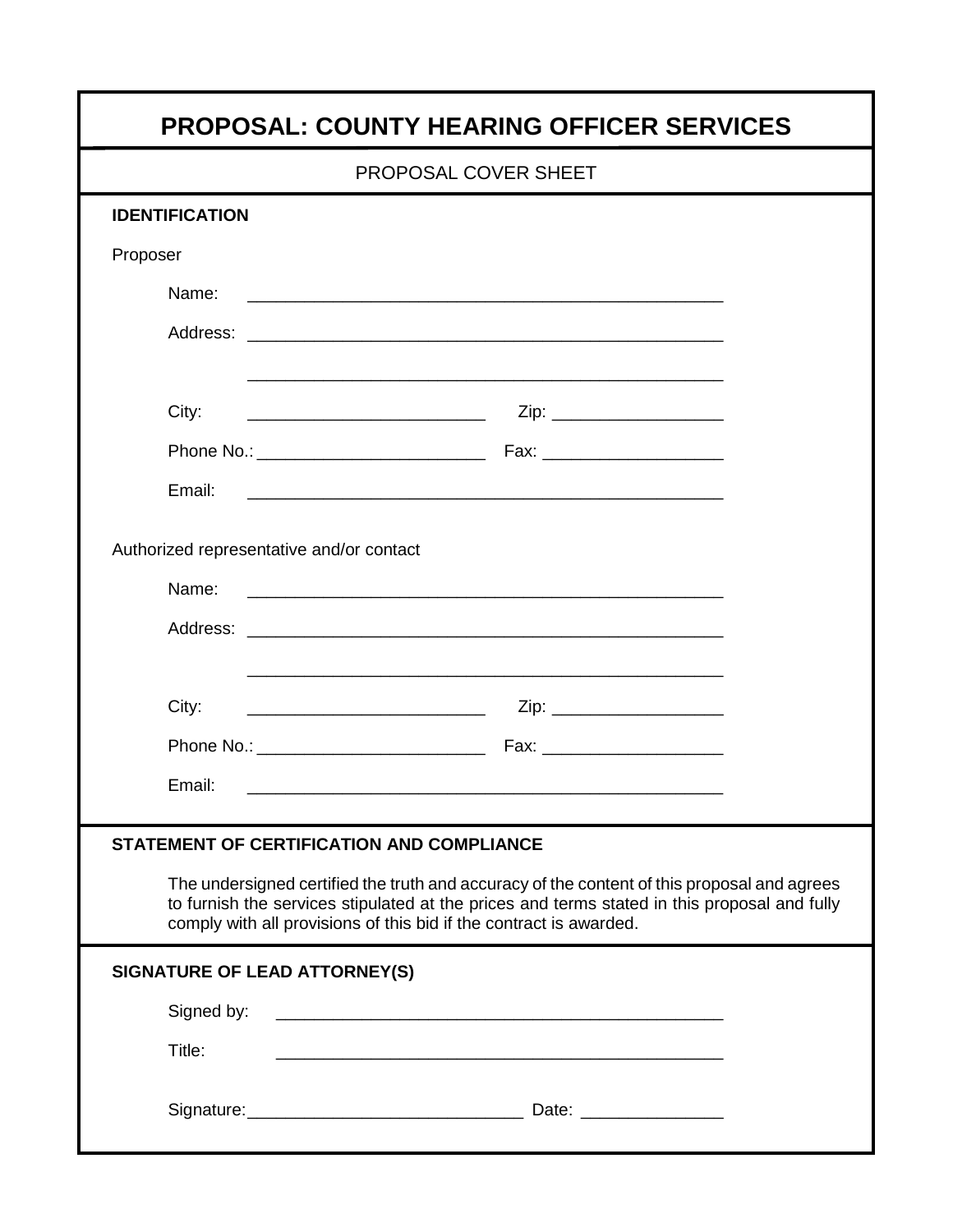# PROPOSAL: COUNTY HEARING OFFICER SERVICES

PROPOSAL COVER SHEET

**IDENTIFICATION**

Proposer

Name: ____________________________________________________

Address: ____________________________________________________

____________________________________________________

City: __________________________ Zip: __________________

Phone No.: ________________________ Fax: ___________________

Email: ____________________________________________________

Authorized representative and/or contact

Name: ____________________________________________________

Address: ____________________________________________________

____________________________________________________

City: __________________________ Zip: __________________

Phone No.: ________________________ Fax: ___________________

Email: ____________________________________________________

**STATEMENT OF CERTIFICATION AND COMPLIANCE**

The undersigned certified the truth and accuracy of the content of this proposal and agrees to furnish the services stipulated at the prices and terms stated in this proposal and fully comply with all provisions of this bid if the contract is awarded.

**SIGNATURE OF LEAD ATTORNEY(S)**

Signed by: ________________________________________________

Title: ________________________________________________

Signature: _____________________________ Date: _______________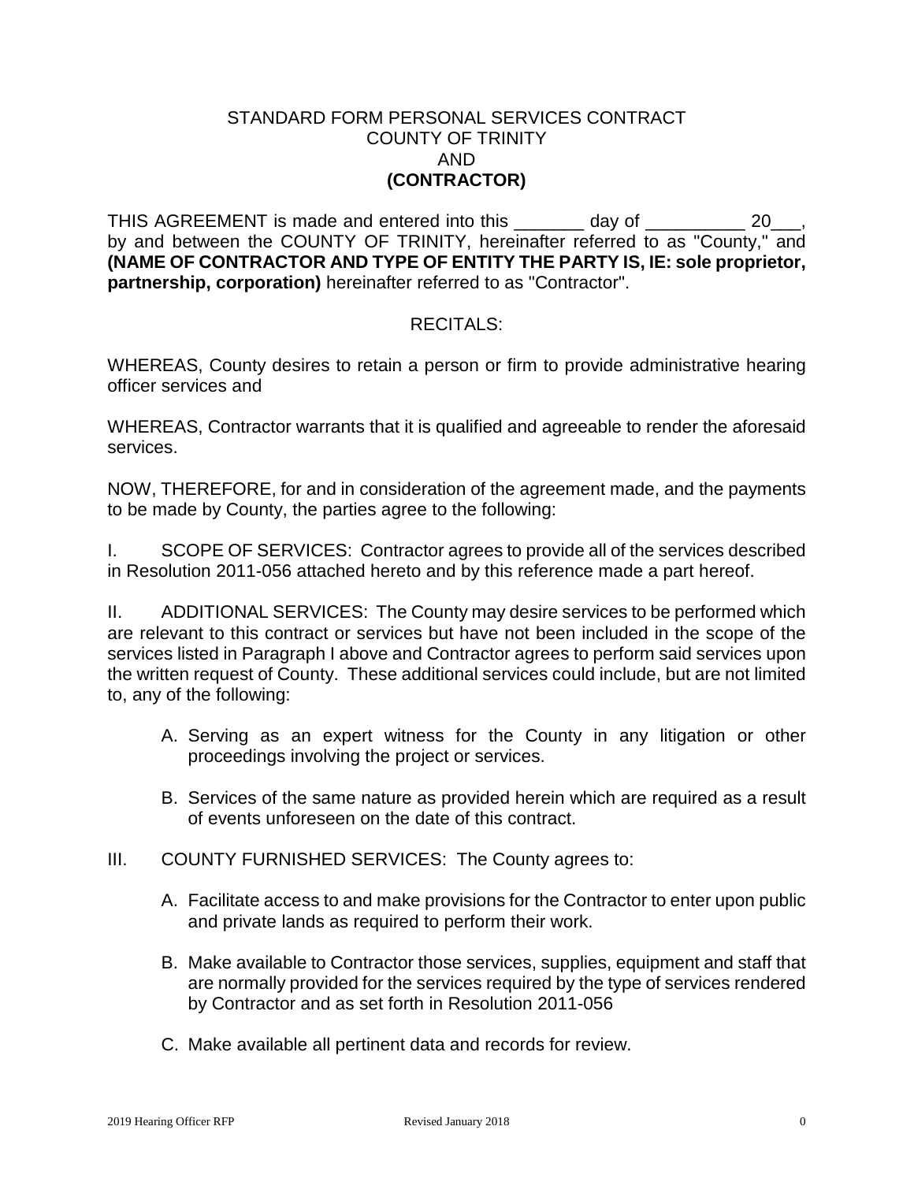STANDARD FORM PERSONAL SERVICES CONTRACT
COUNTY OF TRINITY
AND
**(CONTRACTOR)**

THIS AGREEMENT is made and entered into this _______ day of __________ 20___, by and between the COUNTY OF TRINITY, hereinafter referred to as "County," and **(NAME OF CONTRACTOR AND TYPE OF ENTITY THE PARTY IS, IE: sole proprietor, partnership, corporation)** hereinafter referred to as "Contractor".

RECITALS:

WHEREAS, County desires to retain a person or firm to provide administrative hearing officer services and

WHEREAS, Contractor warrants that it is qualified and agreeable to render the aforesaid services.

NOW, THEREFORE, for and in consideration of the agreement made, and the payments to be made by County, the parties agree to the following:

I. SCOPE OF SERVICES: Contractor agrees to provide all of the services described in Resolution 2011-056 attached hereto and by this reference made a part hereof.

II. ADDITIONAL SERVICES: The County may desire services to be performed which are relevant to this contract or services but have not been included in the scope of the services listed in Paragraph I above and Contractor agrees to perform said services upon the written request of County. These additional services could include, but are not limited to, any of the following:

A. Serving as an expert witness for the County in any litigation or other proceedings involving the project or services.

B. Services of the same nature as provided herein which are required as a result of events unforeseen on the date of this contract.

III. COUNTY FURNISHED SERVICES: The County agrees to:

A. Facilitate access to and make provisions for the Contractor to enter upon public and private lands as required to perform their work.

B. Make available to Contractor those services, supplies, equipment and staff that are normally provided for the services required by the type of services rendered by Contractor and as set forth in Resolution 2011-056

C. Make available all pertinent data and records for review.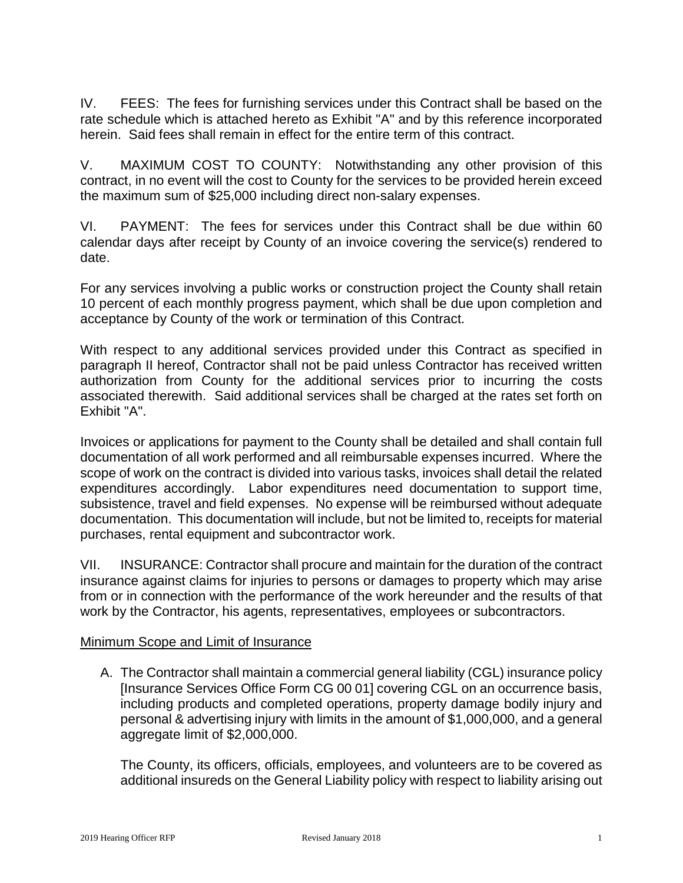IV. FEES: The fees for furnishing services under this Contract shall be based on the rate schedule which is attached hereto as Exhibit "A" and by this reference incorporated herein. Said fees shall remain in effect for the entire term of this contract.

V. MAXIMUM COST TO COUNTY: Notwithstanding any other provision of this contract, in no event will the cost to County for the services to be provided herein exceed the maximum sum of $25,000 including direct non-salary expenses.

VI. PAYMENT: The fees for services under this Contract shall be due within 60 calendar days after receipt by County of an invoice covering the service(s) rendered to date.

For any services involving a public works or construction project the County shall retain 10 percent of each monthly progress payment, which shall be due upon completion and acceptance by County of the work or termination of this Contract.

With respect to any additional services provided under this Contract as specified in paragraph II hereof, Contractor shall not be paid unless Contractor has received written authorization from County for the additional services prior to incurring the costs associated therewith. Said additional services shall be charged at the rates set forth on Exhibit "A".

Invoices or applications for payment to the County shall be detailed and shall contain full documentation of all work performed and all reimbursable expenses incurred. Where the scope of work on the contract is divided into various tasks, invoices shall detail the related expenditures accordingly. Labor expenditures need documentation to support time, subsistence, travel and field expenses. No expense will be reimbursed without adequate documentation. This documentation will include, but not be limited to, receipts for material purchases, rental equipment and subcontractor work.

VII. INSURANCE: Contractor shall procure and maintain for the duration of the contract insurance against claims for injuries to persons or damages to property which may arise from or in connection with the performance of the work hereunder and the results of that work by the Contractor, his agents, representatives, employees or subcontractors.

Minimum Scope and Limit of Insurance

A. The Contractor shall maintain a commercial general liability (CGL) insurance policy [Insurance Services Office Form CG 00 01] covering CGL on an occurrence basis, including products and completed operations, property damage bodily injury and personal & advertising injury with limits in the amount of $1,000,000, and a general aggregate limit of $2,000,000.

   The County, its officers, officials, employees, and volunteers are to be covered as additional insureds on the General Liability policy with respect to liability arising out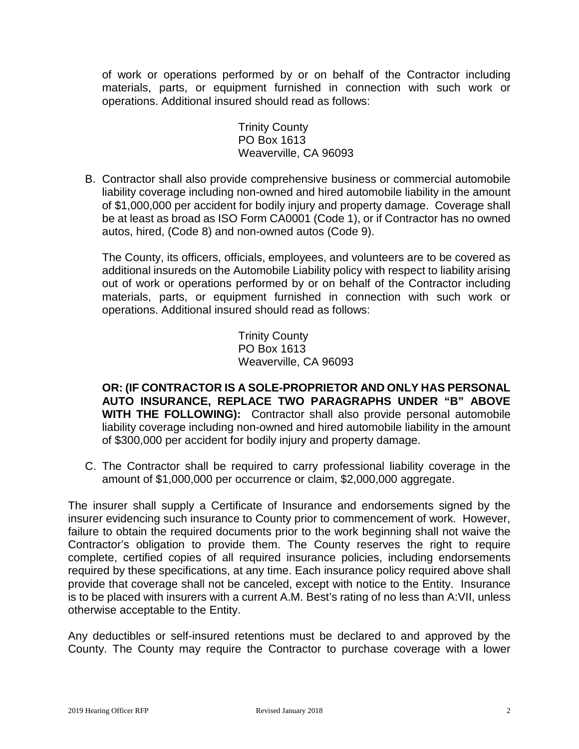of work or operations performed by or on behalf of the Contractor including materials, parts, or equipment furnished in connection with such work or operations. Additional insured should read as follows:

Trinity County
PO Box 1613
Weaverville, CA 96093

B. Contractor shall also provide comprehensive business or commercial automobile liability coverage including non-owned and hired automobile liability in the amount of $1,000,000 per accident for bodily injury and property damage. Coverage shall be at least as broad as ISO Form CA0001 (Code 1), or if Contractor has no owned autos, hired, (Code 8) and non-owned autos (Code 9).

   The County, its officers, officials, employees, and volunteers are to be covered as additional insureds on the Automobile Liability policy with respect to liability arising out of work or operations performed by or on behalf of the Contractor including materials, parts, or equipment furnished in connection with such work or operations. Additional insured should read as follows:

   Trinity County
   PO Box 1613
   Weaverville, CA 96093

   **OR: (IF CONTRACTOR IS A SOLE-PROPRIETOR AND ONLY HAS PERSONAL AUTO INSURANCE, REPLACE TWO PARAGRAPHS UNDER "B" ABOVE WITH THE FOLLOWING):** Contractor shall also provide personal automobile liability coverage including non-owned and hired automobile liability in the amount of $300,000 per accident for bodily injury and property damage.

C. The Contractor shall be required to carry professional liability coverage in the amount of $1,000,000 per occurrence or claim, $2,000,000 aggregate.

The insurer shall supply a Certificate of Insurance and endorsements signed by the insurer evidencing such insurance to County prior to commencement of work. However, failure to obtain the required documents prior to the work beginning shall not waive the Contractor's obligation to provide them. The County reserves the right to require complete, certified copies of all required insurance policies, including endorsements required by these specifications, at any time. Each insurance policy required above shall provide that coverage shall not be canceled, except with notice to the Entity. Insurance is to be placed with insurers with a current A.M. Best's rating of no less than A:VII, unless otherwise acceptable to the Entity.

Any deductibles or self-insured retentions must be declared to and approved by the County. The County may require the Contractor to purchase coverage with a lower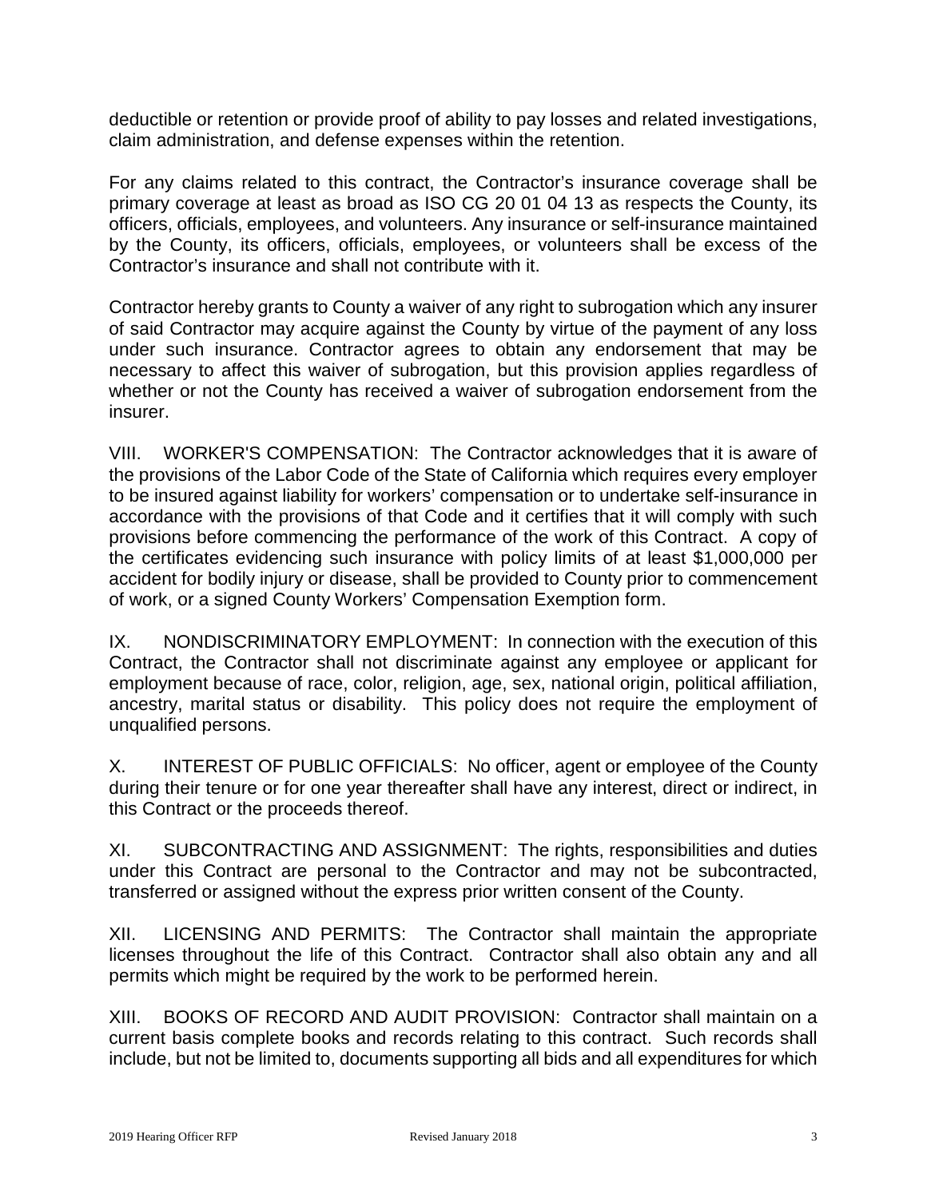deductible or retention or provide proof of ability to pay losses and related investigations, claim administration, and defense expenses within the retention.

For any claims related to this contract, the Contractor's insurance coverage shall be primary coverage at least as broad as ISO CG 20 01 04 13 as respects the County, its officers, officials, employees, and volunteers. Any insurance or self-insurance maintained by the County, its officers, officials, employees, or volunteers shall be excess of the Contractor's insurance and shall not contribute with it.

Contractor hereby grants to County a waiver of any right to subrogation which any insurer of said Contractor may acquire against the County by virtue of the payment of any loss under such insurance. Contractor agrees to obtain any endorsement that may be necessary to affect this waiver of subrogation, but this provision applies regardless of whether or not the County has received a waiver of subrogation endorsement from the insurer.

VIII. WORKER'S COMPENSATION: The Contractor acknowledges that it is aware of the provisions of the Labor Code of the State of California which requires every employer to be insured against liability for workers' compensation or to undertake self-insurance in accordance with the provisions of that Code and it certifies that it will comply with such provisions before commencing the performance of the work of this Contract. A copy of the certificates evidencing such insurance with policy limits of at least $1,000,000 per accident for bodily injury or disease, shall be provided to County prior to commencement of work, or a signed County Workers' Compensation Exemption form.

IX. NONDISCRIMINATORY EMPLOYMENT: In connection with the execution of this Contract, the Contractor shall not discriminate against any employee or applicant for employment because of race, color, religion, age, sex, national origin, political affiliation, ancestry, marital status or disability. This policy does not require the employment of unqualified persons.

X. INTEREST OF PUBLIC OFFICIALS: No officer, agent or employee of the County during their tenure or for one year thereafter shall have any interest, direct or indirect, in this Contract or the proceeds thereof.

XI. SUBCONTRACTING AND ASSIGNMENT: The rights, responsibilities and duties under this Contract are personal to the Contractor and may not be subcontracted, transferred or assigned without the express prior written consent of the County.

XII. LICENSING AND PERMITS: The Contractor shall maintain the appropriate licenses throughout the life of this Contract. Contractor shall also obtain any and all permits which might be required by the work to be performed herein.

XIII. BOOKS OF RECORD AND AUDIT PROVISION: Contractor shall maintain on a current basis complete books and records relating to this contract. Such records shall include, but not be limited to, documents supporting all bids and all expenditures for which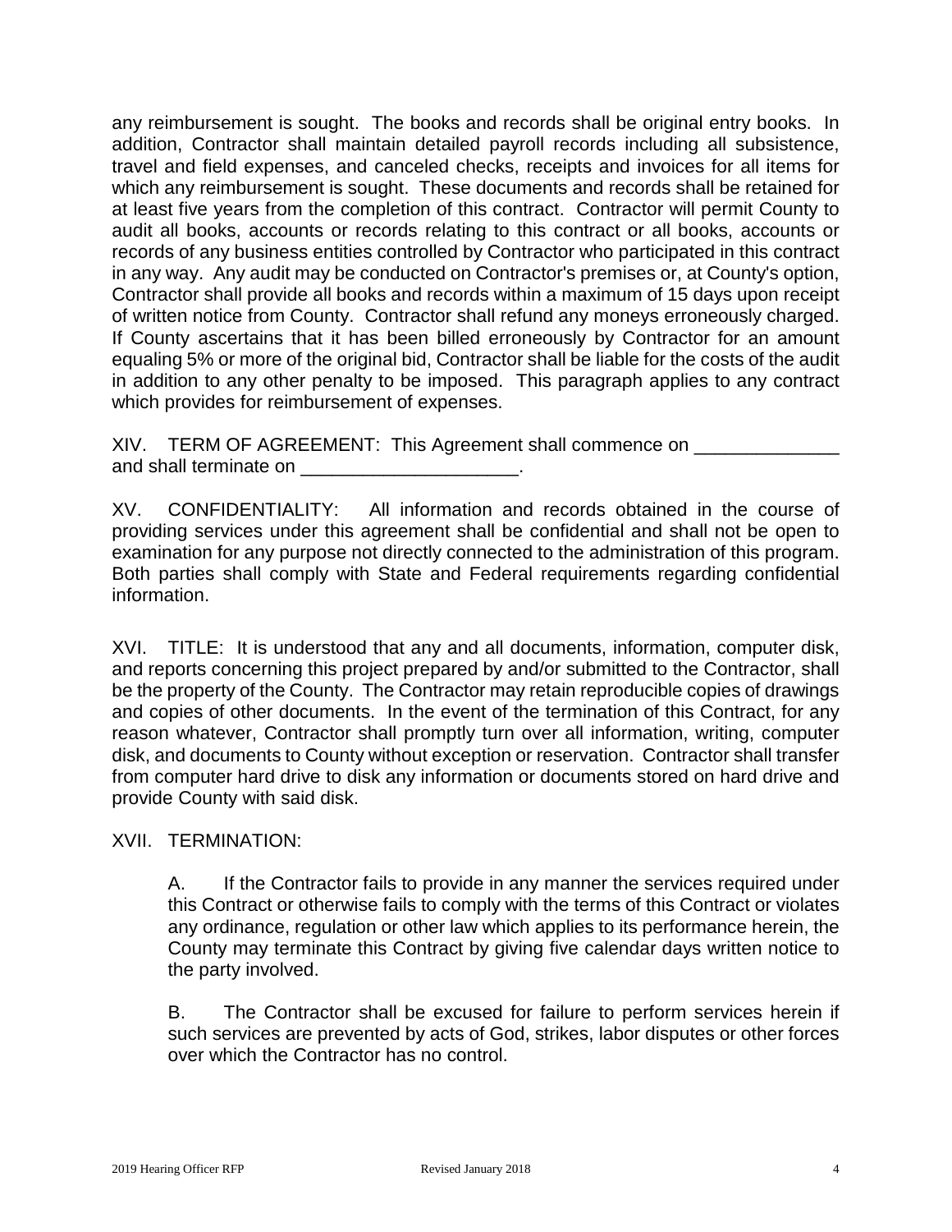any reimbursement is sought. The books and records shall be original entry books. In addition, Contractor shall maintain detailed payroll records including all subsistence, travel and field expenses, and canceled checks, receipts and invoices for all items for which any reimbursement is sought. These documents and records shall be retained for at least five years from the completion of this contract. Contractor will permit County to audit all books, accounts or records relating to this contract or all books, accounts or records of any business entities controlled by Contractor who participated in this contract in any way. Any audit may be conducted on Contractor's premises or, at County's option, Contractor shall provide all books and records within a maximum of 15 days upon receipt of written notice from County. Contractor shall refund any moneys erroneously charged. If County ascertains that it has been billed erroneously by Contractor for an amount equaling 5% or more of the original bid, Contractor shall be liable for the costs of the audit in addition to any other penalty to be imposed. This paragraph applies to any contract which provides for reimbursement of expenses.

XIV. TERM OF AGREEMENT: This Agreement shall commence on ______________ and shall terminate on ______________________.

XV. CONFIDENTIALITY: All information and records obtained in the course of providing services under this agreement shall be confidential and shall not be open to examination for any purpose not directly connected to the administration of this program. Both parties shall comply with State and Federal requirements regarding confidential information.

XVI. TITLE: It is understood that any and all documents, information, computer disk, and reports concerning this project prepared by and/or submitted to the Contractor, shall be the property of the County. The Contractor may retain reproducible copies of drawings and copies of other documents. In the event of the termination of this Contract, for any reason whatever, Contractor shall promptly turn over all information, writing, computer disk, and documents to County without exception or reservation. Contractor shall transfer from computer hard drive to disk any information or documents stored on hard drive and provide County with said disk.

XVII. TERMINATION:

A. If the Contractor fails to provide in any manner the services required under this Contract or otherwise fails to comply with the terms of this Contract or violates any ordinance, regulation or other law which applies to its performance herein, the County may terminate this Contract by giving five calendar days written notice to the party involved.

B. The Contractor shall be excused for failure to perform services herein if such services are prevented by acts of God, strikes, labor disputes or other forces over which the Contractor has no control.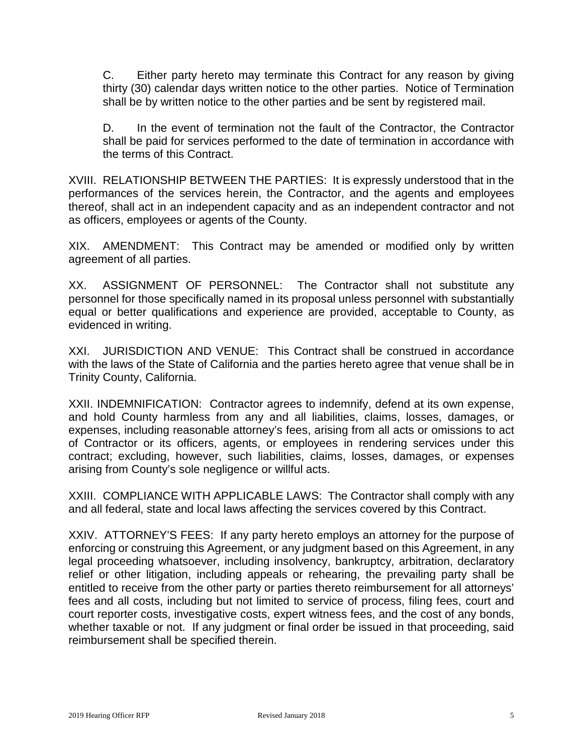C. Either party hereto may terminate this Contract for any reason by giving thirty (30) calendar days written notice to the other parties. Notice of Termination shall be by written notice to the other parties and be sent by registered mail.

D. In the event of termination not the fault of the Contractor, the Contractor shall be paid for services performed to the date of termination in accordance with the terms of this Contract.

XVIII. RELATIONSHIP BETWEEN THE PARTIES: It is expressly understood that in the performances of the services herein, the Contractor, and the agents and employees thereof, shall act in an independent capacity and as an independent contractor and not as officers, employees or agents of the County.

XIX. AMENDMENT: This Contract may be amended or modified only by written agreement of all parties.

XX. ASSIGNMENT OF PERSONNEL: The Contractor shall not substitute any personnel for those specifically named in its proposal unless personnel with substantially equal or better qualifications and experience are provided, acceptable to County, as evidenced in writing.

XXI. JURISDICTION AND VENUE: This Contract shall be construed in accordance with the laws of the State of California and the parties hereto agree that venue shall be in Trinity County, California.

XXII. INDEMNIFICATION: Contractor agrees to indemnify, defend at its own expense, and hold County harmless from any and all liabilities, claims, losses, damages, or expenses, including reasonable attorney's fees, arising from all acts or omissions to act of Contractor or its officers, agents, or employees in rendering services under this contract; excluding, however, such liabilities, claims, losses, damages, or expenses arising from County's sole negligence or willful acts.

XXIII. COMPLIANCE WITH APPLICABLE LAWS: The Contractor shall comply with any and all federal, state and local laws affecting the services covered by this Contract.

XXIV. ATTORNEY'S FEES: If any party hereto employs an attorney for the purpose of enforcing or construing this Agreement, or any judgment based on this Agreement, in any legal proceeding whatsoever, including insolvency, bankruptcy, arbitration, declaratory relief or other litigation, including appeals or rehearing, the prevailing party shall be entitled to receive from the other party or parties thereto reimbursement for all attorneys' fees and all costs, including but not limited to service of process, filing fees, court and court reporter costs, investigative costs, expert witness fees, and the cost of any bonds, whether taxable or not. If any judgment or final order be issued in that proceeding, said reimbursement shall be specified therein.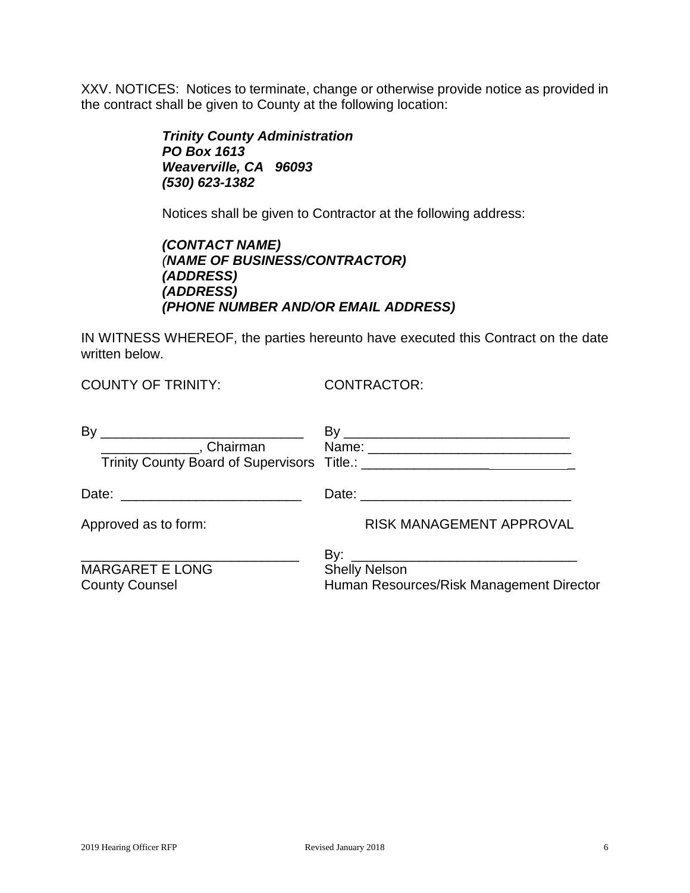XXV. NOTICES: Notices to terminate, change or otherwise provide notice as provided in the contract shall be given to County at the following location:

> ***Trinity County Administration***
> ***PO Box 1613***
> ***Weaverville, CA 96093***
> ***(530) 623-1382***

Notices shall be given to Contractor at the following address:

> ***(CONTACT NAME)***
> ***(NAME OF BUSINESS/CONTRACTOR)***
> ***(ADDRESS)***
> ***(ADDRESS)***
> ***(PHONE NUMBER AND/OR EMAIL ADDRESS)***

IN WITNESS WHEREOF, the parties hereunto have executed this Contract on the date written below.

| COUNTY OF TRINITY: | CONTRACTOR: |
|---|---|
| By ___________________________ | By ______________________________ |
| _____________, Chairman | Name: ___________________________ |
| Trinity County Board of Supervisors | Title.: _____________________________ |
| Date: ________________________ | Date: ____________________________ |
| Approved as to form: | RISK MANAGEMENT APPROVAL |
| ____________________________ | By: ______________________________ |
| MARGARET E LONG | Shelly Nelson |
| County Counsel | Human Resources/Risk Management Director |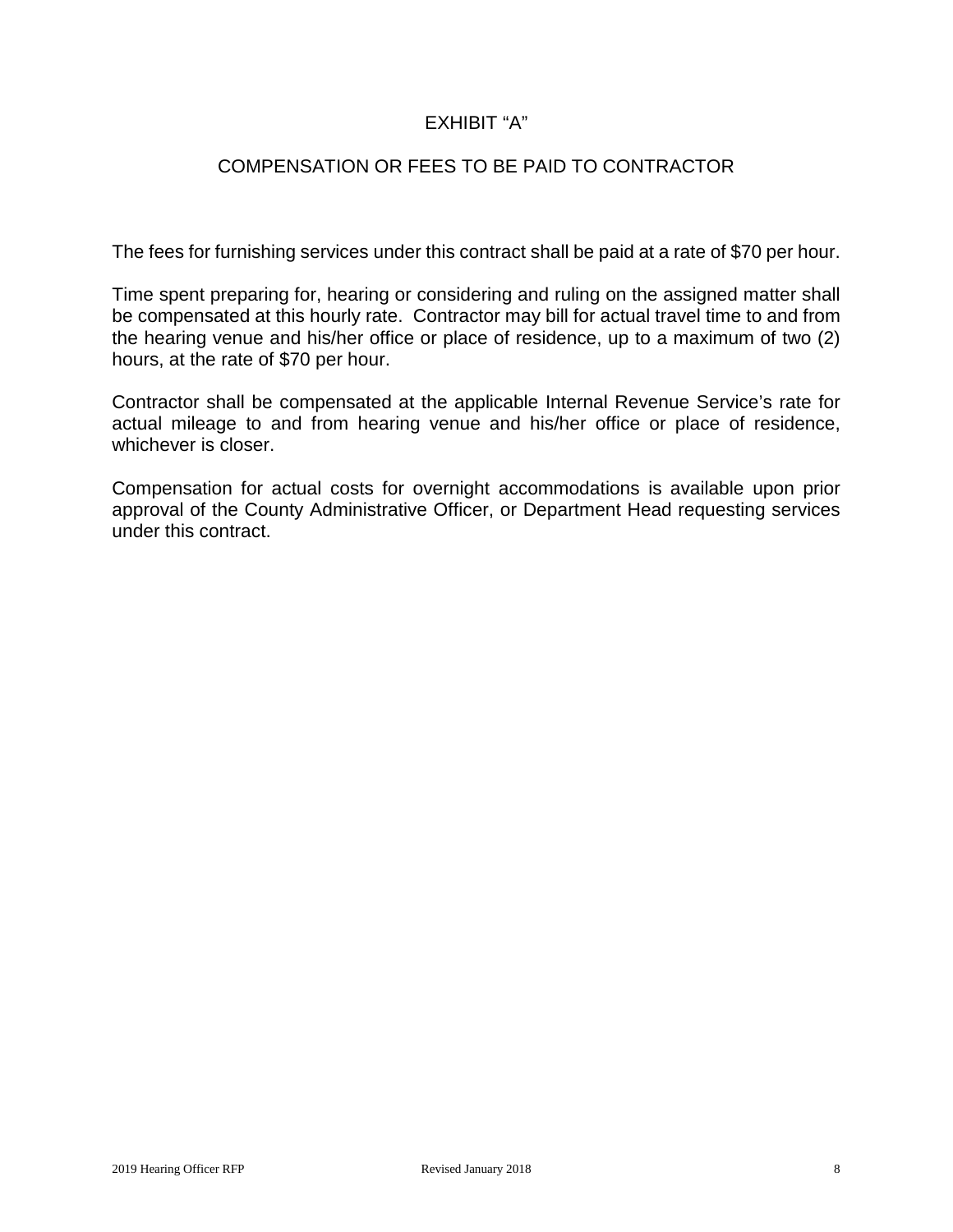# EXHIBIT "A"

## COMPENSATION OR FEES TO BE PAID TO CONTRACTOR

The fees for furnishing services under this contract shall be paid at a rate of $70 per hour.

Time spent preparing for, hearing or considering and ruling on the assigned matter shall be compensated at this hourly rate. Contractor may bill for actual travel time to and from the hearing venue and his/her office or place of residence, up to a maximum of two (2) hours, at the rate of $70 per hour.

Contractor shall be compensated at the applicable Internal Revenue Service's rate for actual mileage to and from hearing venue and his/her office or place of residence, whichever is closer.

Compensation for actual costs for overnight accommodations is available upon prior approval of the County Administrative Officer, or Department Head requesting services under this contract.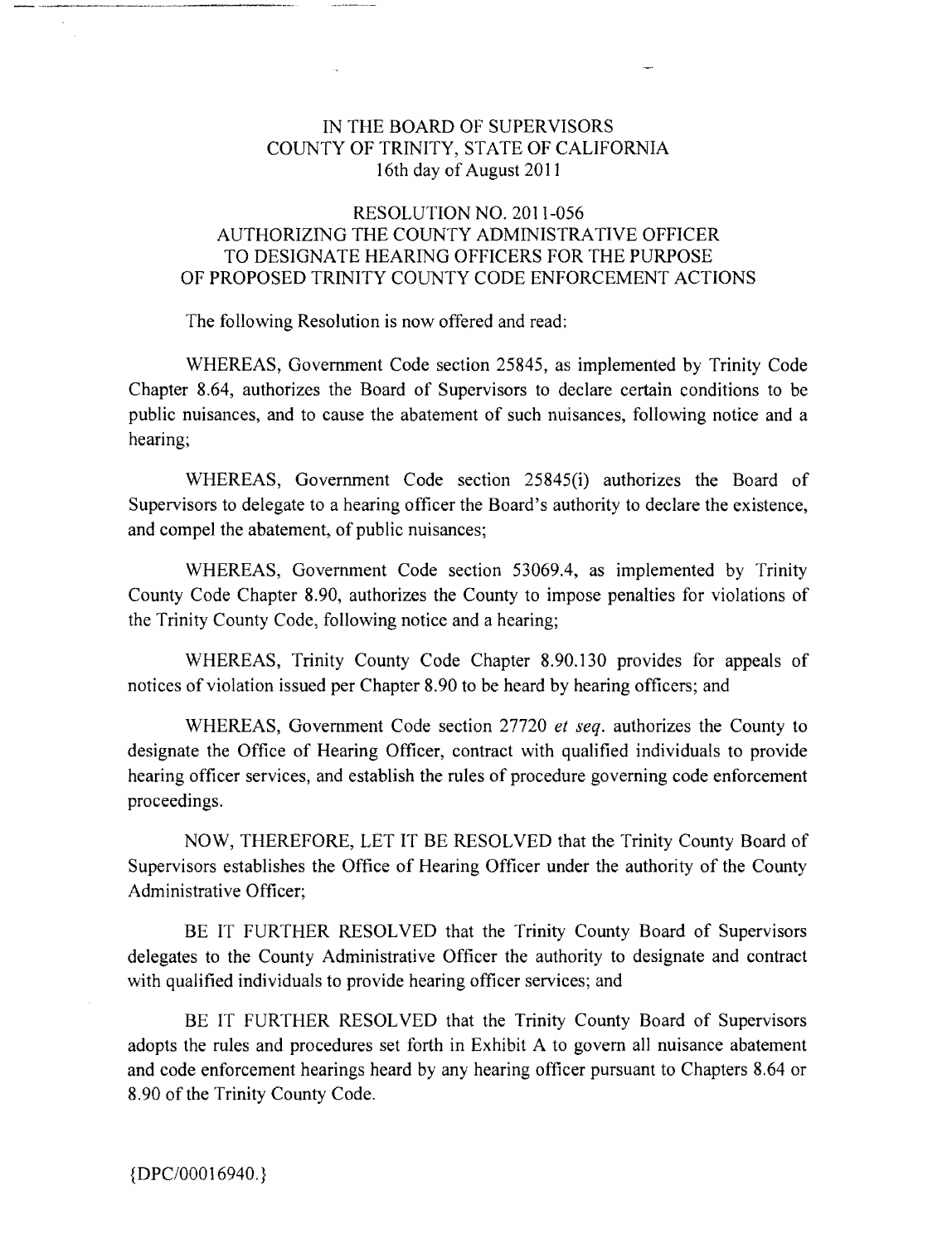IN THE BOARD OF SUPERVISORS
COUNTY OF TRINITY, STATE OF CALIFORNIA
16th day of August 2011

RESOLUTION NO. 2011-056
AUTHORIZING THE COUNTY ADMINISTRATIVE OFFICER
TO DESIGNATE HEARING OFFICERS FOR THE PURPOSE
OF PROPOSED TRINITY COUNTY CODE ENFORCEMENT ACTIONS

The following Resolution is now offered and read:

WHEREAS, Government Code section 25845, as implemented by Trinity Code Chapter 8.64, authorizes the Board of Supervisors to declare certain conditions to be public nuisances, and to cause the abatement of such nuisances, following notice and a hearing;

WHEREAS, Government Code section 25845(i) authorizes the Board of Supervisors to delegate to a hearing officer the Board's authority to declare the existence, and compel the abatement, of public nuisances;

WHEREAS, Government Code section 53069.4, as implemented by Trinity County Code Chapter 8.90, authorizes the County to impose penalties for violations of the Trinity County Code, following notice and a hearing;

WHEREAS, Trinity County Code Chapter 8.90.130 provides for appeals of notices of violation issued per Chapter 8.90 to be heard by hearing officers; and

WHEREAS, Government Code section 27720 *et seq.* authorizes the County to designate the Office of Hearing Officer, contract with qualified individuals to provide hearing officer services, and establish the rules of procedure governing code enforcement proceedings.

NOW, THEREFORE, LET IT BE RESOLVED that the Trinity County Board of Supervisors establishes the Office of Hearing Officer under the authority of the County Administrative Officer;

BE IT FURTHER RESOLVED that the Trinity County Board of Supervisors delegates to the County Administrative Officer the authority to designate and contract with qualified individuals to provide hearing officer services; and

BE IT FURTHER RESOLVED that the Trinity County Board of Supervisors adopts the rules and procedures set forth in Exhibit A to govern all nuisance abatement and code enforcement hearings heard by any hearing officer pursuant to Chapters 8.64 or 8.90 of the Trinity County Code.

{DPC/00016940.}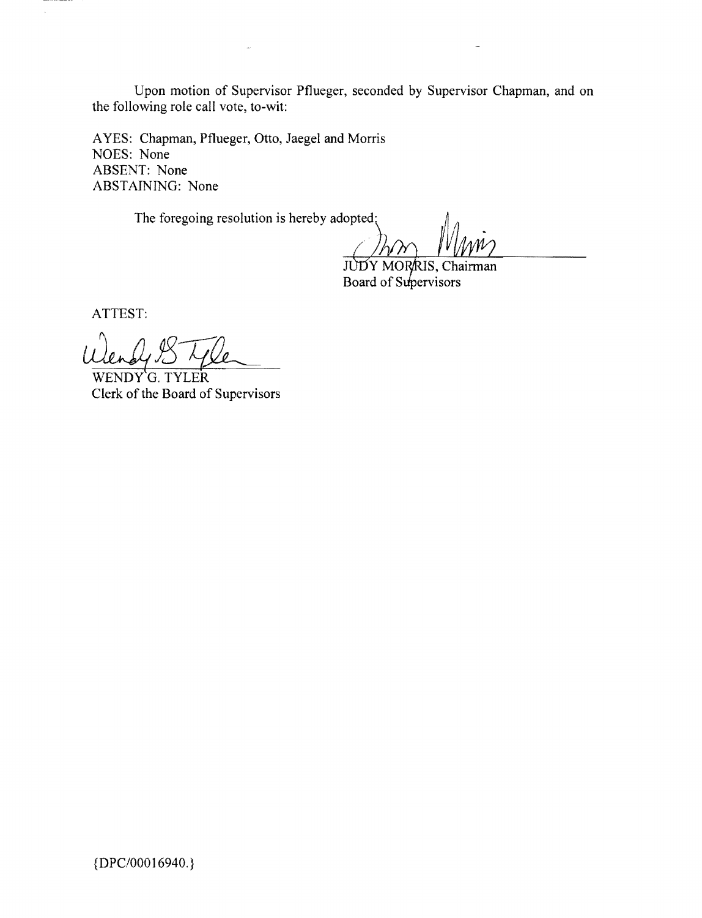Upon motion of Supervisor Pflueger, seconded by Supervisor Chapman, and on the following role call vote, to-wit:

AYES: Chapman, Pflueger, Otto, Jaegel and Morris
NOES: None
ABSENT: None
ABSTAINING: None

The foregoing resolution is hereby adopted;

JUDY MORRIS, Chairman
Board of Supervisors

ATTEST:

WENDY G. TYLER
Clerk of the Board of Supervisors

{DPC/00016940.}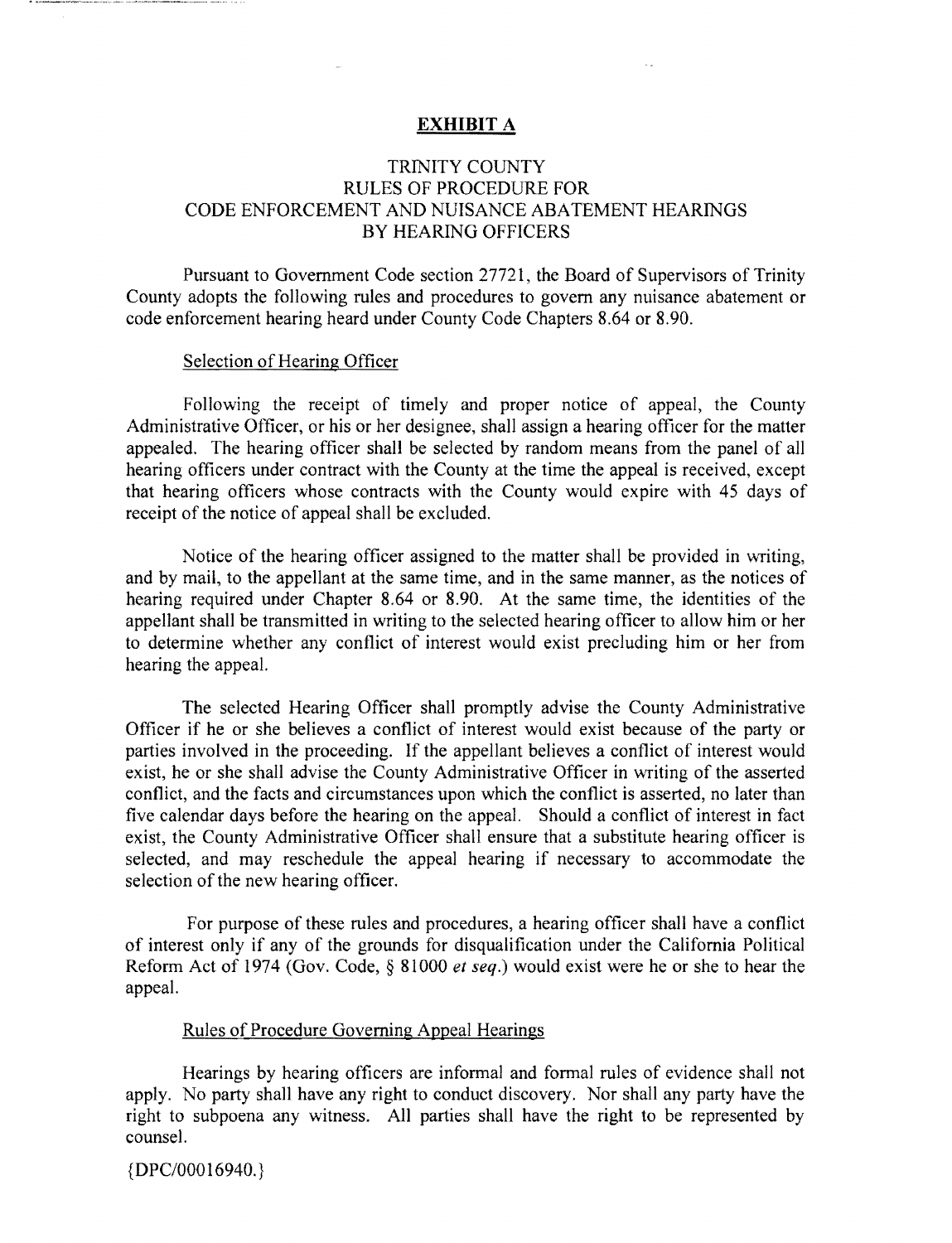## EXHIBIT A

### TRINITY COUNTY
### RULES OF PROCEDURE FOR
### CODE ENFORCEMENT AND NUISANCE ABATEMENT HEARINGS
### BY HEARING OFFICERS

Pursuant to Government Code section 27721, the Board of Supervisors of Trinity County adopts the following rules and procedures to govern any nuisance abatement or code enforcement hearing heard under County Code Chapters 8.64 or 8.90.

Selection of Hearing Officer

Following the receipt of timely and proper notice of appeal, the County Administrative Officer, or his or her designee, shall assign a hearing officer for the matter appealed. The hearing officer shall be selected by random means from the panel of all hearing officers under contract with the County at the time the appeal is received, except that hearing officers whose contracts with the County would expire with 45 days of receipt of the notice of appeal shall be excluded.

Notice of the hearing officer assigned to the matter shall be provided in writing, and by mail, to the appellant at the same time, and in the same manner, as the notices of hearing required under Chapter 8.64 or 8.90. At the same time, the identities of the appellant shall be transmitted in writing to the selected hearing officer to allow him or her to determine whether any conflict of interest would exist precluding him or her from hearing the appeal.

The selected Hearing Officer shall promptly advise the County Administrative Officer if he or she believes a conflict of interest would exist because of the party or parties involved in the proceeding. If the appellant believes a conflict of interest would exist, he or she shall advise the County Administrative Officer in writing of the asserted conflict, and the facts and circumstances upon which the conflict is asserted, no later than five calendar days before the hearing on the appeal. Should a conflict of interest in fact exist, the County Administrative Officer shall ensure that a substitute hearing officer is selected, and may reschedule the appeal hearing if necessary to accommodate the selection of the new hearing officer.

For purpose of these rules and procedures, a hearing officer shall have a conflict of interest only if any of the grounds for disqualification under the California Political Reform Act of 1974 (Gov. Code, § 81000 *et seq.*) would exist were he or she to hear the appeal.

Rules of Procedure Governing Appeal Hearings

Hearings by hearing officers are informal and formal rules of evidence shall not apply. No party shall have any right to conduct discovery. Nor shall any party have the right to subpoena any witness. All parties shall have the right to be represented by counsel.

{DPC/00016940.}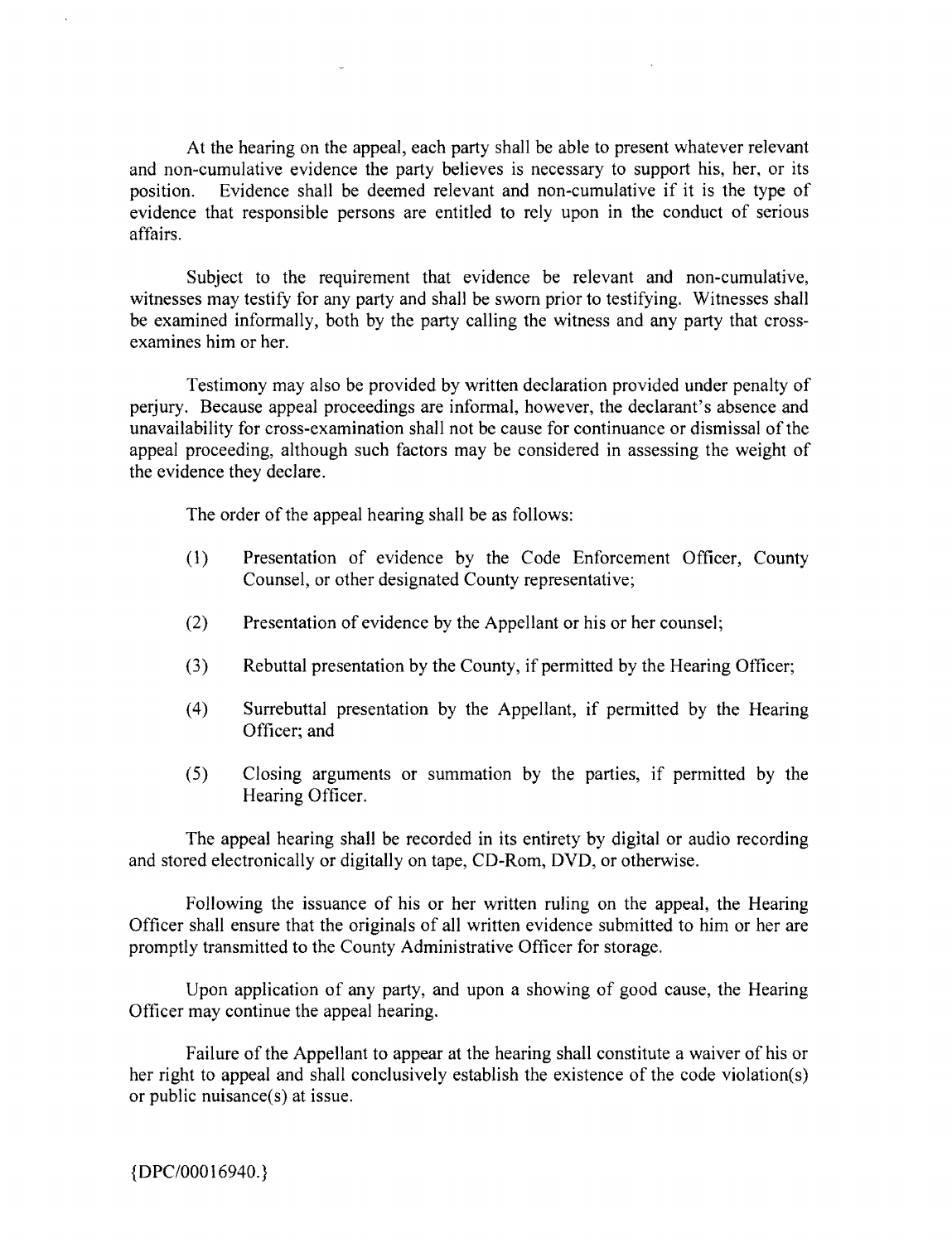At the hearing on the appeal, each party shall be able to present whatever relevant and non-cumulative evidence the party believes is necessary to support his, her, or its position. Evidence shall be deemed relevant and non-cumulative if it is the type of evidence that responsible persons are entitled to rely upon in the conduct of serious affairs.

Subject to the requirement that evidence be relevant and non-cumulative, witnesses may testify for any party and shall be sworn prior to testifying. Witnesses shall be examined informally, both by the party calling the witness and any party that cross-examines him or her.

Testimony may also be provided by written declaration provided under penalty of perjury. Because appeal proceedings are informal, however, the declarant's absence and unavailability for cross-examination shall not be cause for continuance or dismissal of the appeal proceeding, although such factors may be considered in assessing the weight of the evidence they declare.

The order of the appeal hearing shall be as follows:

(1) Presentation of evidence by the Code Enforcement Officer, County Counsel, or other designated County representative;

(2) Presentation of evidence by the Appellant or his or her counsel;

(3) Rebuttal presentation by the County, if permitted by the Hearing Officer;

(4) Surrebuttal presentation by the Appellant, if permitted by the Hearing Officer; and

(5) Closing arguments or summation by the parties, if permitted by the Hearing Officer.

The appeal hearing shall be recorded in its entirety by digital or audio recording and stored electronically or digitally on tape, CD-Rom, DVD, or otherwise.

Following the issuance of his or her written ruling on the appeal, the Hearing Officer shall ensure that the originals of all written evidence submitted to him or her are promptly transmitted to the County Administrative Officer for storage.

Upon application of any party, and upon a showing of good cause, the Hearing Officer may continue the appeal hearing.

Failure of the Appellant to appear at the hearing shall constitute a waiver of his or her right to appeal and shall conclusively establish the existence of the code violation(s) or public nuisance(s) at issue.

{DPC/00016940.}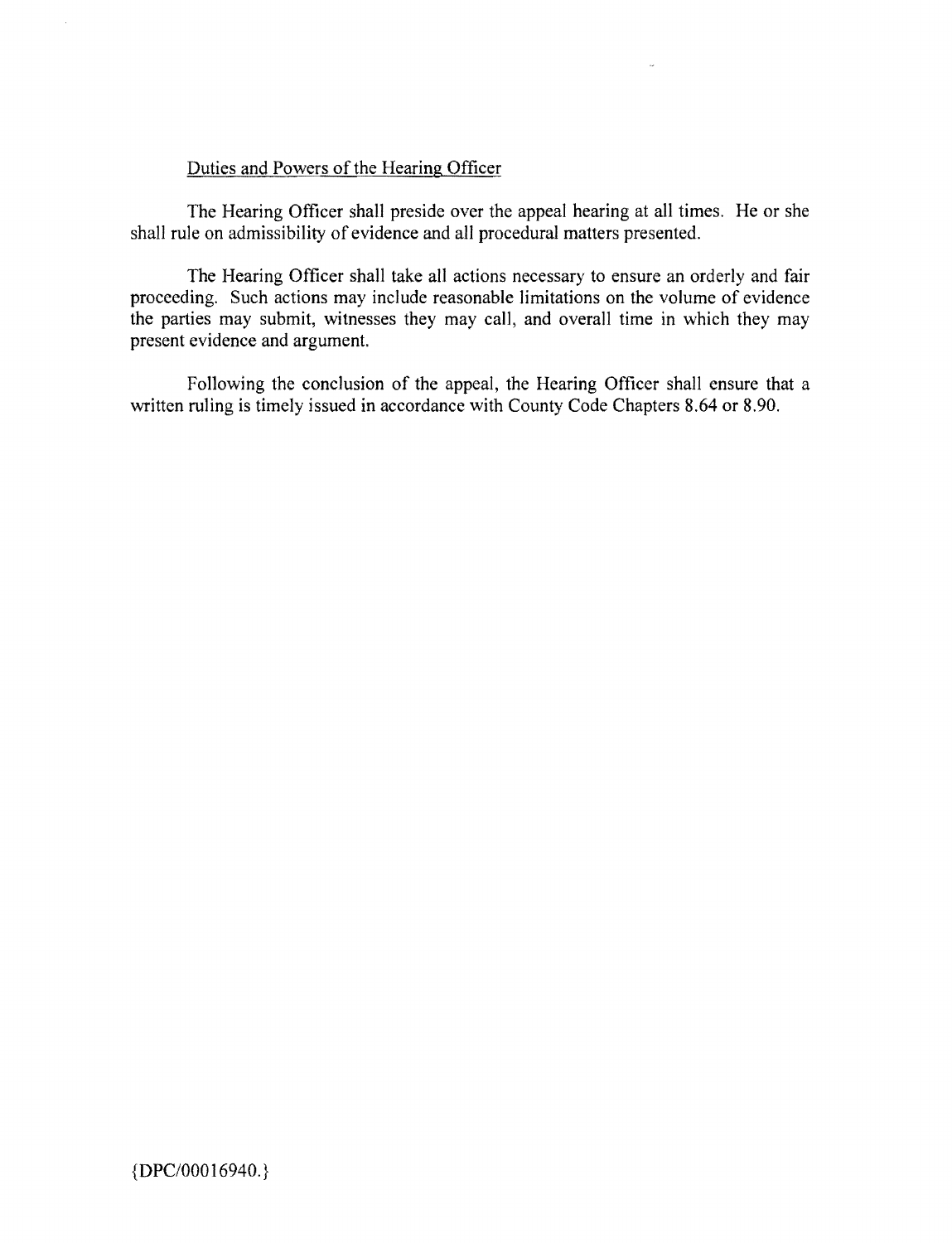## Duties and Powers of the Hearing Officer

The Hearing Officer shall preside over the appeal hearing at all times. He or she shall rule on admissibility of evidence and all procedural matters presented.

The Hearing Officer shall take all actions necessary to ensure an orderly and fair proceeding. Such actions may include reasonable limitations on the volume of evidence the parties may submit, witnesses they may call, and overall time in which they may present evidence and argument.

Following the conclusion of the appeal, the Hearing Officer shall ensure that a written ruling is timely issued in accordance with County Code Chapters 8.64 or 8.90.

{DPC/00016940.}